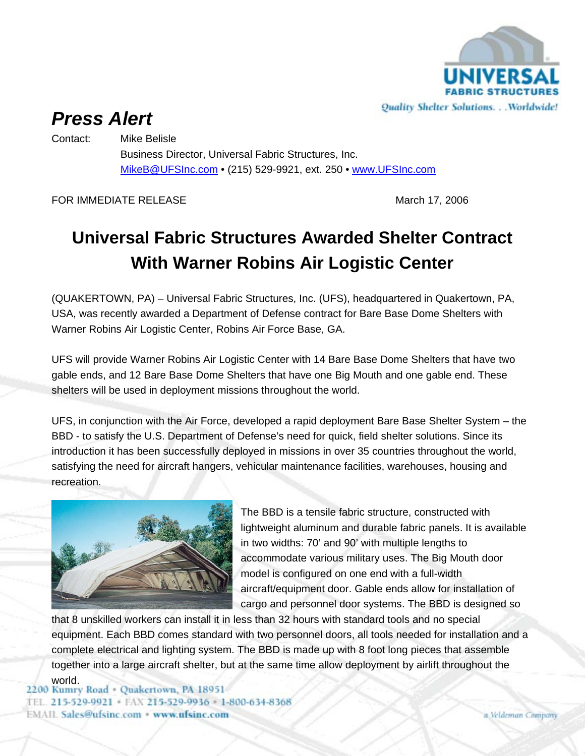# Press Alert

Contact: Mike Belisle
Business Director, Universal Fabric Structures, Inc.
MikeB@UFSInc.com • (215) 529-9921, ext. 250 • www.UFSInc.com

FOR IMMEDIATE RELEASE March 17, 2006

## Universal Fabric Structures Awarded Shelter Contract With Warner Robins Air Logistic Center

(QUAKERTOWN, PA) – Universal Fabric Structures, Inc. (UFS), headquartered in Quakertown, PA, USA, was recently awarded a Department of Defense contract for Bare Base Dome Shelters with Warner Robins Air Logistic Center, Robins Air Force Base, GA.

UFS will provide Warner Robins Air Logistic Center with 14 Bare Base Dome Shelters that have two gable ends, and 12 Bare Base Dome Shelters that have one Big Mouth and one gable end. These shelters will be used in deployment missions throughout the world.

UFS, in conjunction with the Air Force, developed a rapid deployment Bare Base Shelter System – the BBD - to satisfy the U.S. Department of Defense's need for quick, field shelter solutions. Since its introduction it has been successfully deployed in missions in over 35 countries throughout the world, satisfying the need for aircraft hangers, vehicular maintenance facilities, warehouses, housing and recreation.

The BBD is a tensile fabric structure, constructed with lightweight aluminum and durable fabric panels. It is available in two widths: 70' and 90' with multiple lengths to accommodate various military uses. The Big Mouth door model is configured on one end with a full-width aircraft/equipment door. Gable ends allow for installation of cargo and personnel door systems. The BBD is designed so that 8 unskilled workers can install it in less than 32 hours with standard tools and no special equipment. Each BBD comes standard with two personnel doors, all tools needed for installation and a complete electrical and lighting system. The BBD is made up with 8 foot long pieces that assemble together into a large aircraft shelter, but at the same time allow deployment by airlift throughout the world.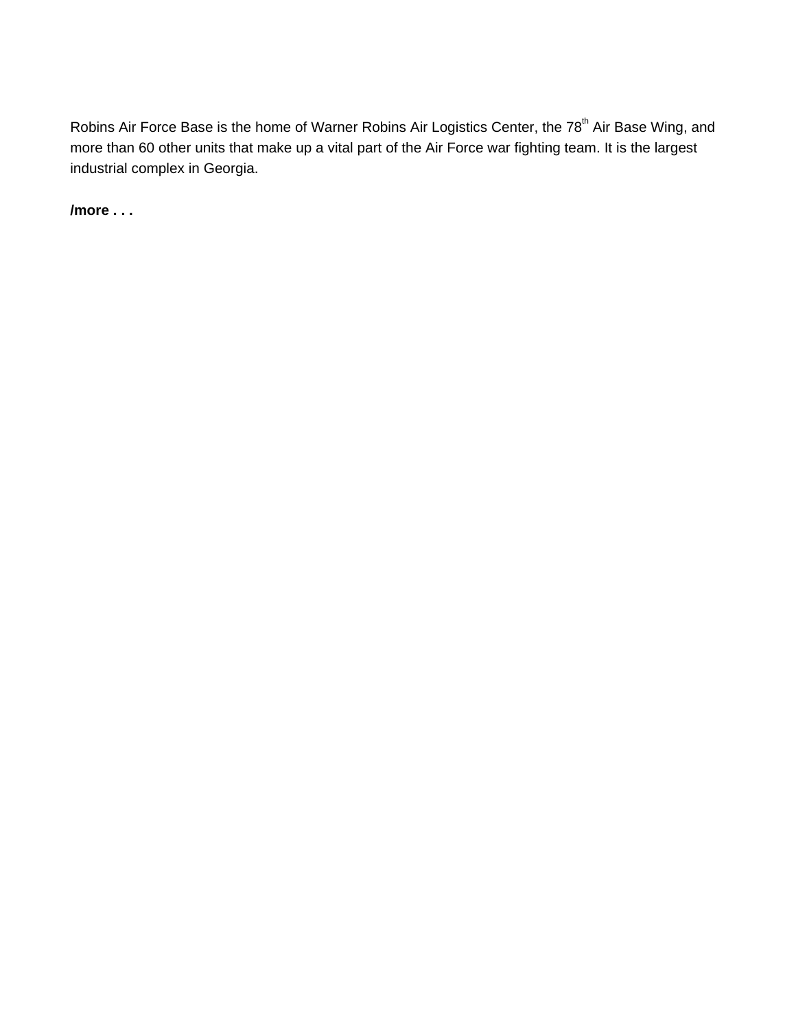Robins Air Force Base is the home of Warner Robins Air Logistics Center, the 78th Air Base Wing, and more than 60 other units that make up a vital part of the Air Force war fighting team. It is the largest industrial complex in Georgia.

**/more . . .**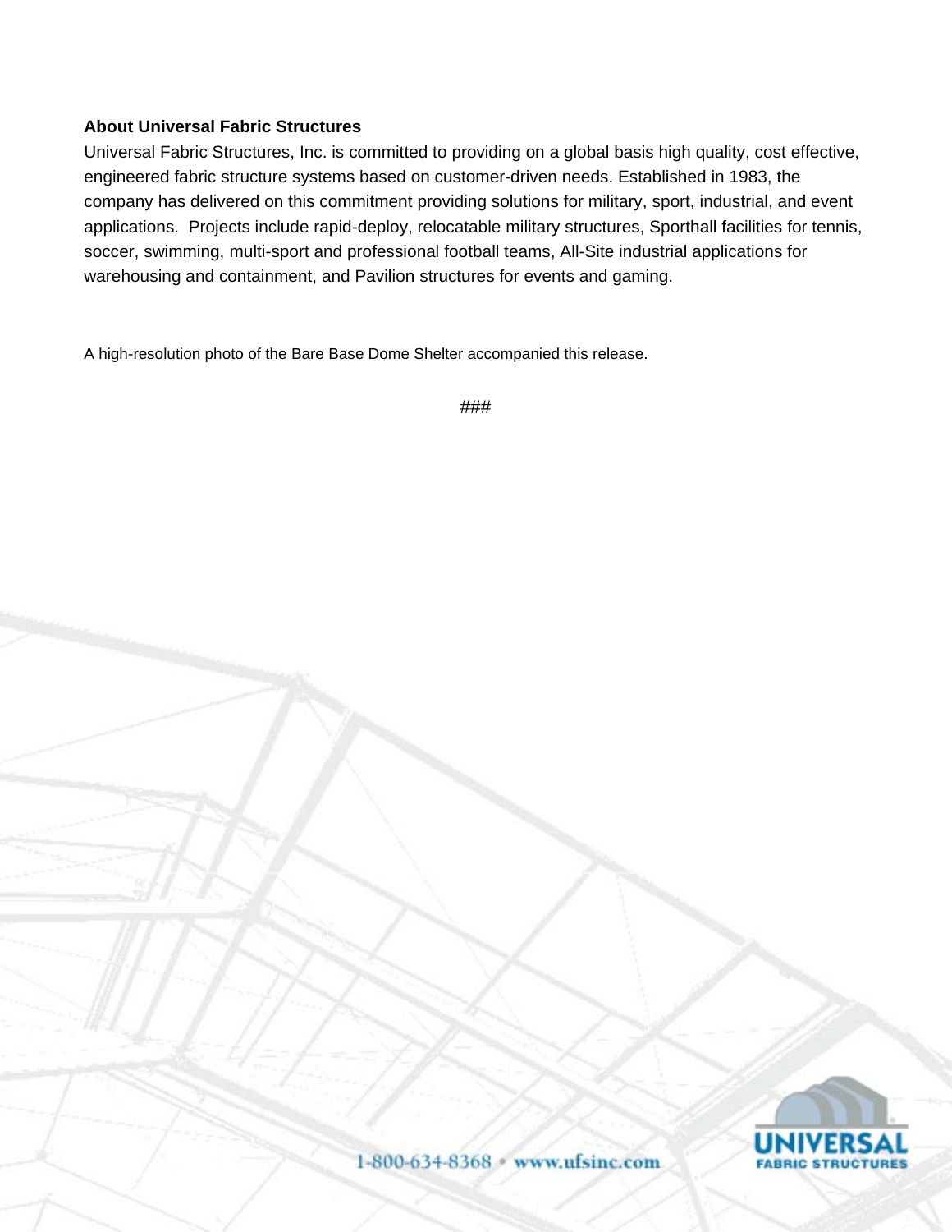**About Universal Fabric Structures**

Universal Fabric Structures, Inc. is committed to providing on a global basis high quality, cost effective, engineered fabric structure systems based on customer-driven needs. Established in 1983, the company has delivered on this commitment providing solutions for military, sport, industrial, and event applications. Projects include rapid-deploy, relocatable military structures, Sporthall facilities for tennis, soccer, swimming, multi-sport and professional football teams, All-Site industrial applications for warehousing and containment, and Pavilion structures for events and gaming.

A high-resolution photo of the Bare Base Dome Shelter accompanied this release.

###

1-800-634-8368 • www.ufsinc.com

UNIVERSAL FABRIC STRUCTURES